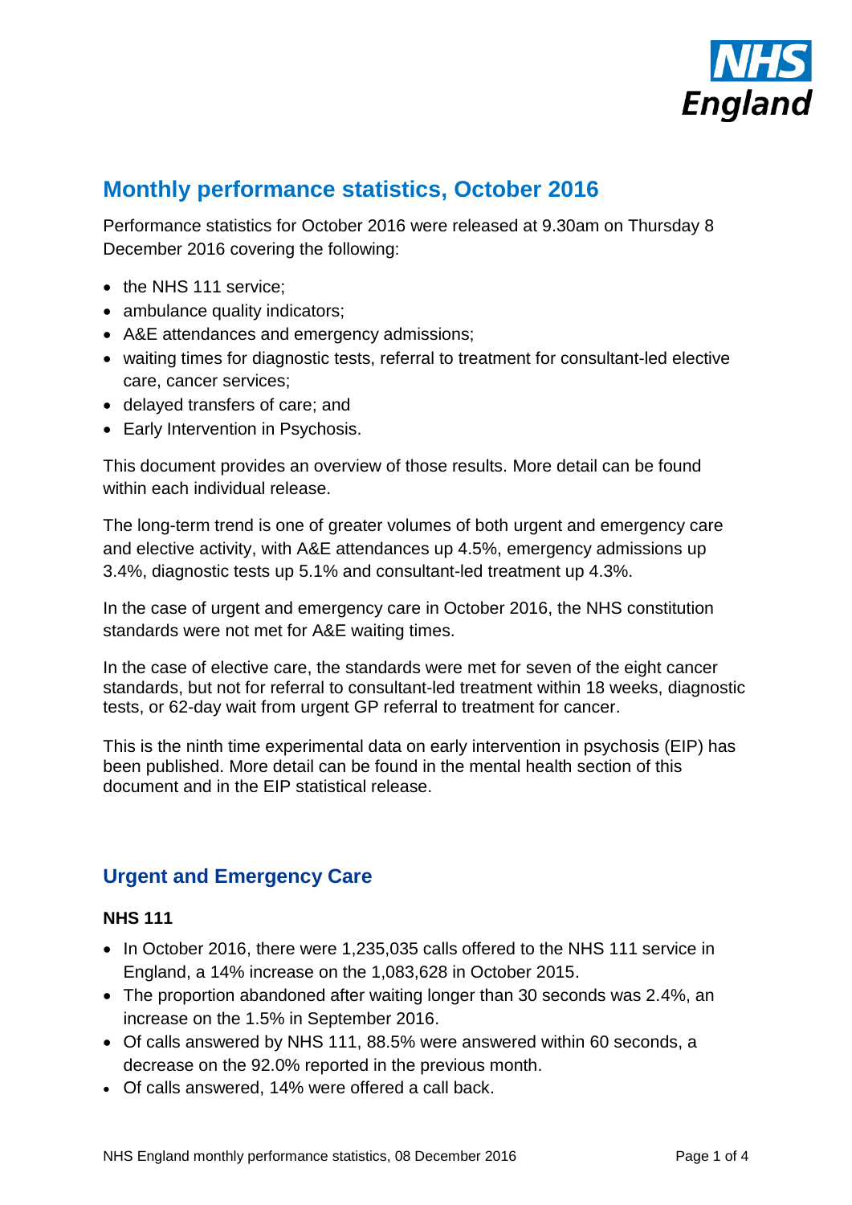# Monthly performance statistics, October 2016

Performance statistics for October 2016 were released at 9.30am on Thursday 8 December 2016 covering the following:

- the NHS 111 service;
- ambulance quality indicators;
- A&E attendances and emergency admissions;
- waiting times for diagnostic tests, referral to treatment for consultant-led elective care, cancer services;
- delayed transfers of care; and
- Early Intervention in Psychosis.

This document provides an overview of those results. More detail can be found within each individual release.

The long-term trend is one of greater volumes of both urgent and emergency care and elective activity, with A&E attendances up 4.5%, emergency admissions up 3.4%, diagnostic tests up 5.1% and consultant-led treatment up 4.3%.

In the case of urgent and emergency care in October 2016, the NHS constitution standards were not met for A&E waiting times.

In the case of elective care, the standards were met for seven of the eight cancer standards, but not for referral to consultant-led treatment within 18 weeks, diagnostic tests, or 62-day wait from urgent GP referral to treatment for cancer.

This is the ninth time experimental data on early intervention in psychosis (EIP) has been published. More detail can be found in the mental health section of this document and in the EIP statistical release.

## Urgent and Emergency Care

### NHS 111

- In October 2016, there were 1,235,035 calls offered to the NHS 111 service in England, a 14% increase on the 1,083,628 in October 2015.
- The proportion abandoned after waiting longer than 30 seconds was 2.4%, an increase on the 1.5% in September 2016.
- Of calls answered by NHS 111, 88.5% were answered within 60 seconds, a decrease on the 92.0% reported in the previous month.
- Of calls answered, 14% were offered a call back.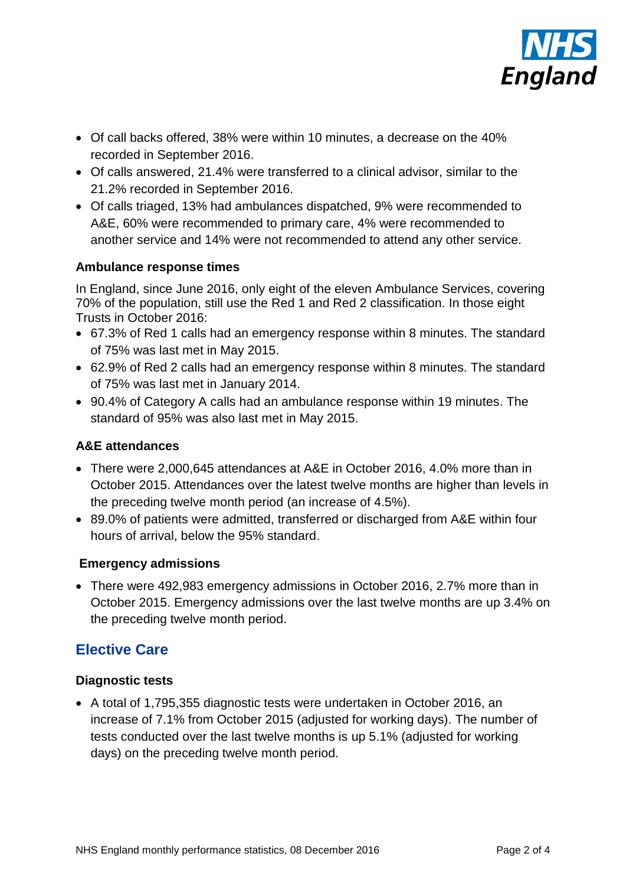- Of call backs offered, 38% were within 10 minutes, a decrease on the 40% recorded in September 2016.
- Of calls answered, 21.4% were transferred to a clinical advisor, similar to the 21.2% recorded in September 2016.
- Of calls triaged, 13% had ambulances dispatched, 9% were recommended to A&E, 60% were recommended to primary care, 4% were recommended to another service and 14% were not recommended to attend any other service.

### Ambulance response times

In England, since June 2016, only eight of the eleven Ambulance Services, covering 70% of the population, still use the Red 1 and Red 2 classification. In those eight Trusts in October 2016:

- 67.3% of Red 1 calls had an emergency response within 8 minutes. The standard of 75% was last met in May 2015.
- 62.9% of Red 2 calls had an emergency response within 8 minutes. The standard of 75% was last met in January 2014.
- 90.4% of Category A calls had an ambulance response within 19 minutes. The standard of 95% was also last met in May 2015.

### A&E attendances

- There were 2,000,645 attendances at A&E in October 2016, 4.0% more than in October 2015. Attendances over the latest twelve months are higher than levels in the preceding twelve month period (an increase of 4.5%).
- 89.0% of patients were admitted, transferred or discharged from A&E within four hours of arrival, below the 95% standard.

### Emergency admissions

- There were 492,983 emergency admissions in October 2016, 2.7% more than in October 2015. Emergency admissions over the last twelve months are up 3.4% on the preceding twelve month period.

## Elective Care

### Diagnostic tests

- A total of 1,795,355 diagnostic tests were undertaken in October 2016, an increase of 7.1% from October 2015 (adjusted for working days). The number of tests conducted over the last twelve months is up 5.1% (adjusted for working days) on the preceding twelve month period.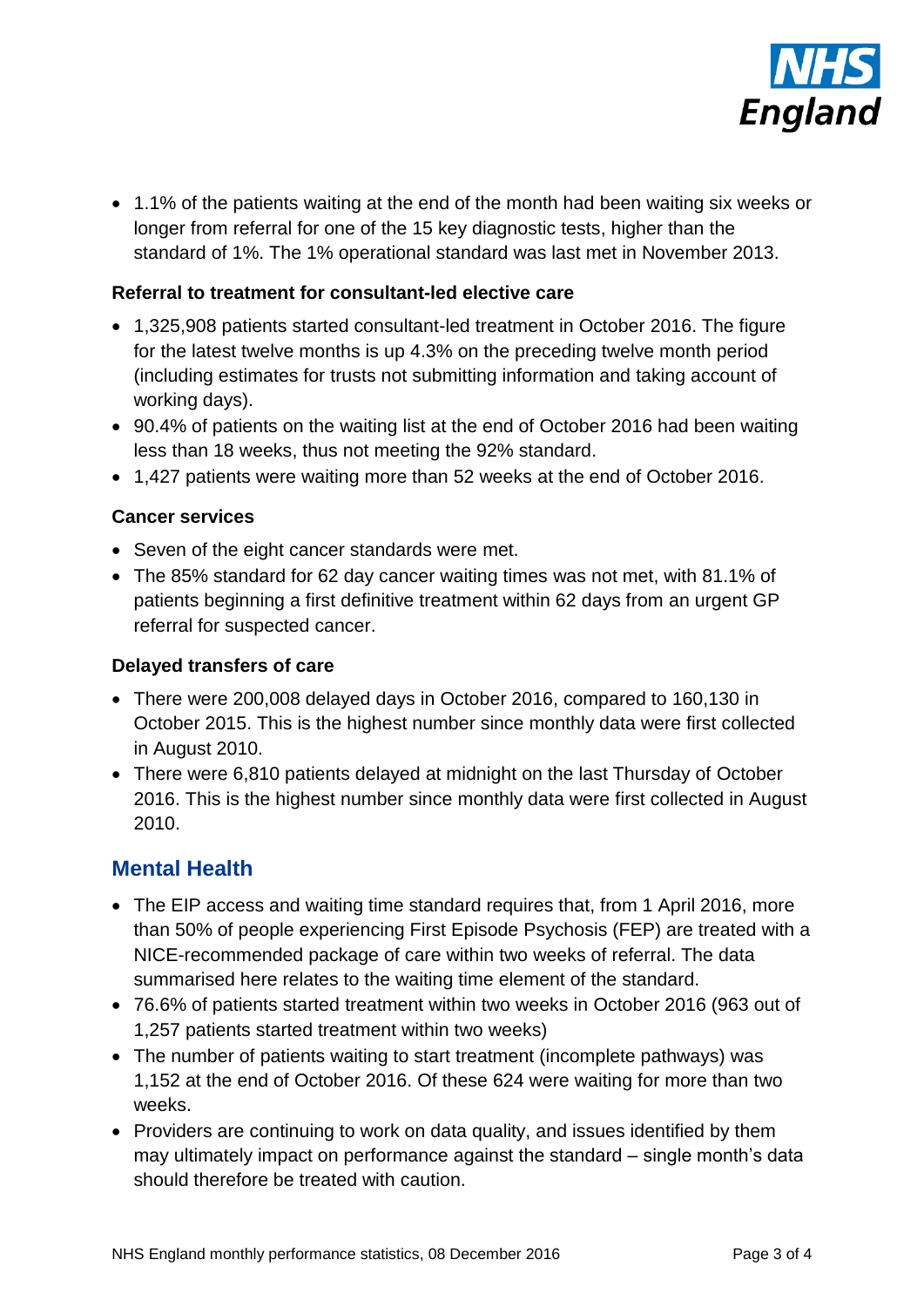- 1.1% of the patients waiting at the end of the month had been waiting six weeks or longer from referral for one of the 15 key diagnostic tests, higher than the standard of 1%. The 1% operational standard was last met in November 2013.

**Referral to treatment for consultant-led elective care**

- 1,325,908 patients started consultant-led treatment in October 2016. The figure for the latest twelve months is up 4.3% on the preceding twelve month period (including estimates for trusts not submitting information and taking account of working days).
- 90.4% of patients on the waiting list at the end of October 2016 had been waiting less than 18 weeks, thus not meeting the 92% standard.
- 1,427 patients were waiting more than 52 weeks at the end of October 2016.

**Cancer services**

- Seven of the eight cancer standards were met.
- The 85% standard for 62 day cancer waiting times was not met, with 81.1% of patients beginning a first definitive treatment within 62 days from an urgent GP referral for suspected cancer.

**Delayed transfers of care**

- There were 200,008 delayed days in October 2016, compared to 160,130 in October 2015. This is the highest number since monthly data were first collected in August 2010.
- There were 6,810 patients delayed at midnight on the last Thursday of October 2016. This is the highest number since monthly data were first collected in August 2010.

## Mental Health

- The EIP access and waiting time standard requires that, from 1 April 2016, more than 50% of people experiencing First Episode Psychosis (FEP) are treated with a NICE-recommended package of care within two weeks of referral. The data summarised here relates to the waiting time element of the standard.
- 76.6% of patients started treatment within two weeks in October 2016 (963 out of 1,257 patients started treatment within two weeks)
- The number of patients waiting to start treatment (incomplete pathways) was 1,152 at the end of October 2016. Of these 624 were waiting for more than two weeks.
- Providers are continuing to work on data quality, and issues identified by them may ultimately impact on performance against the standard – single month's data should therefore be treated with caution.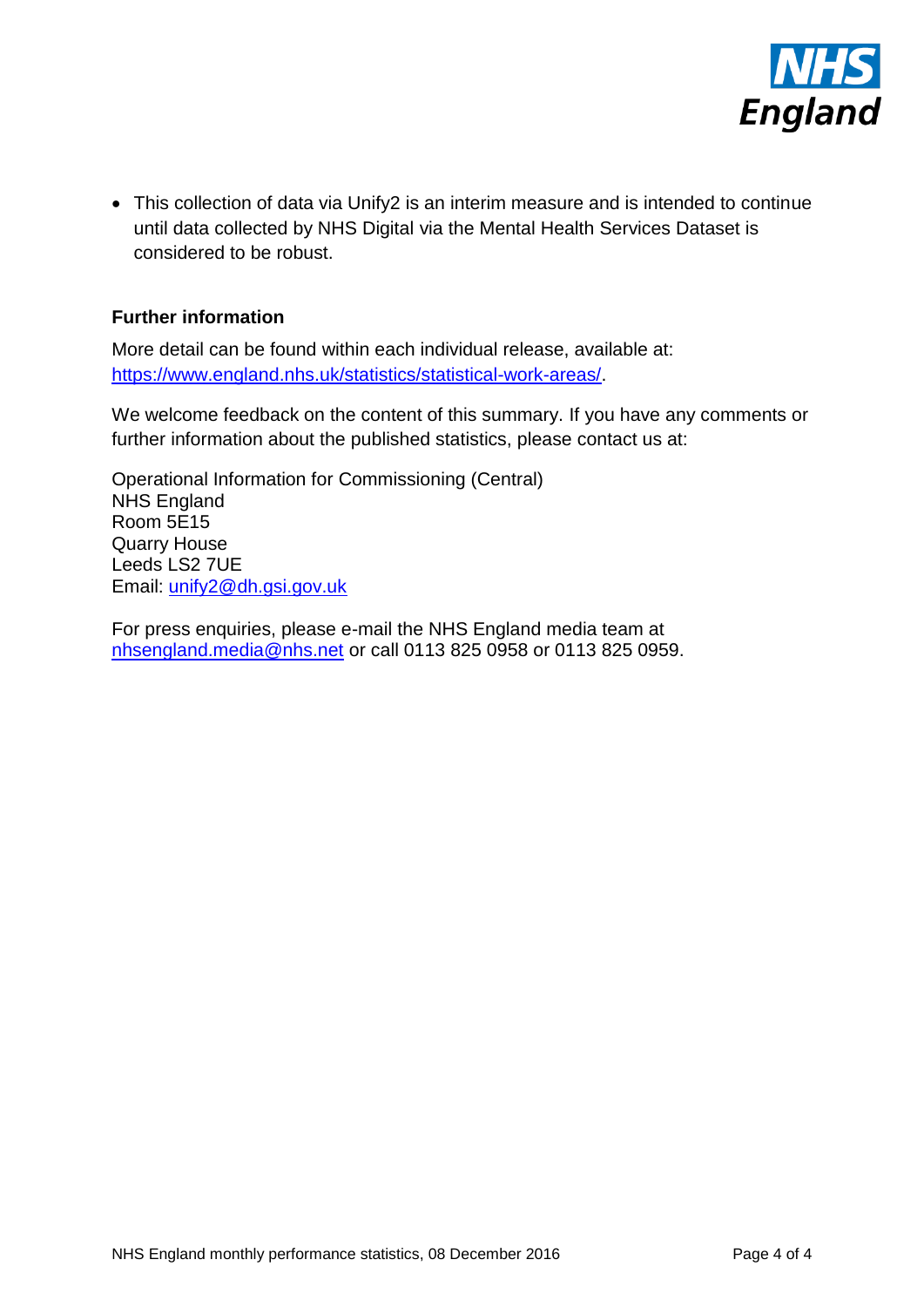- This collection of data via Unify2 is an interim measure and is intended to continue until data collected by NHS Digital via the Mental Health Services Dataset is considered to be robust.

**Further information**

More detail can be found within each individual release, available at: [https://www.england.nhs.uk/statistics/statistical-work-areas/](https://www.england.nhs.uk/statistics/statistical-work-areas/).

We welcome feedback on the content of this summary. If you have any comments or further information about the published statistics, please contact us at:

Operational Information for Commissioning (Central)
NHS England
Room 5E15
Quarry House
Leeds LS2 7UE
Email: [unify2@dh.gsi.gov.uk](mailto:unify2@dh.gsi.gov.uk)

For press enquiries, please e-mail the NHS England media team at [nhsengland.media@nhs.net](mailto:nhsengland.media@nhs.net) or call 0113 825 0958 or 0113 825 0959.